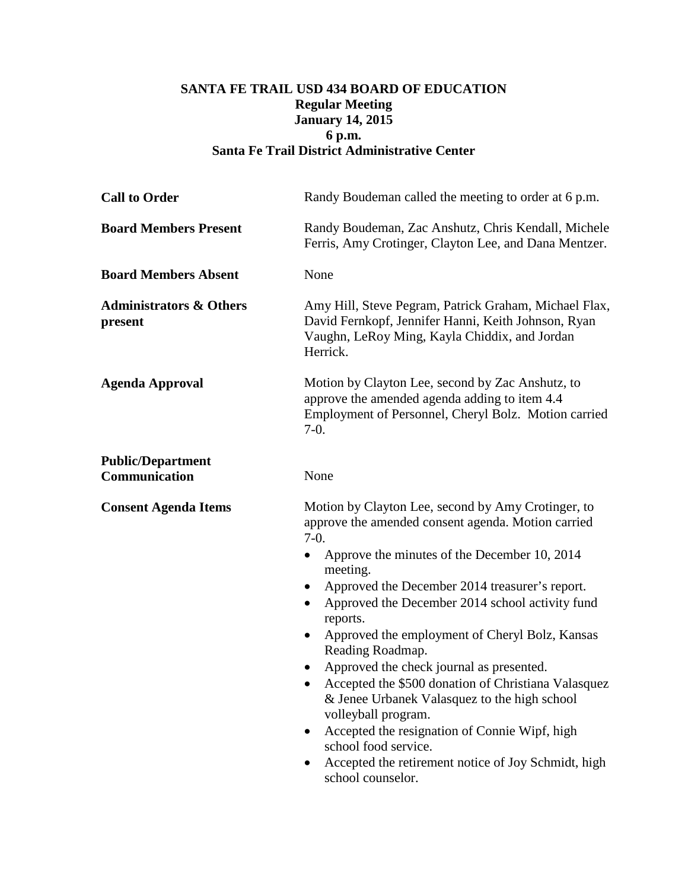**SANTA FE TRAIL USD 434 BOARD OF EDUCATION**
**Regular Meeting**
**January 14, 2015**
**6 p.m.**
**Santa Fe Trail District Administrative Center**

**Call to Order**

Randy Boudeman called the meeting to order at 6 p.m.

**Board Members Present**

Randy Boudeman, Zac Anshutz, Chris Kendall, Michele Ferris, Amy Crotinger, Clayton Lee, and Dana Mentzer.

**Board Members Absent**

None

**Administrators & Others present**

Amy Hill, Steve Pegram, Patrick Graham, Michael Flax, David Fernkopf, Jennifer Hanni, Keith Johnson, Ryan Vaughn, LeRoy Ming, Kayla Chiddix, and Jordan Herrick.

**Agenda Approval**

Motion by Clayton Lee, second by Zac Anshutz, to approve the amended agenda adding to item 4.4 Employment of Personnel, Cheryl Bolz. Motion carried 7-0.

**Public/Department Communication**

None

**Consent Agenda Items**

Motion by Clayton Lee, second by Amy Crotinger, to approve the amended consent agenda. Motion carried 7-0.

- Approve the minutes of the December 10, 2014 meeting.
- Approved the December 2014 treasurer's report.
- Approved the December 2014 school activity fund reports.
- Approved the employment of Cheryl Bolz, Kansas Reading Roadmap.
- Approved the check journal as presented.
- Accepted the $500 donation of Christiana Valasquez & Jenee Urbanek Valasquez to the high school volleyball program.
- Accepted the resignation of Connie Wipf, high school food service.
- Accepted the retirement notice of Joy Schmidt, high school counselor.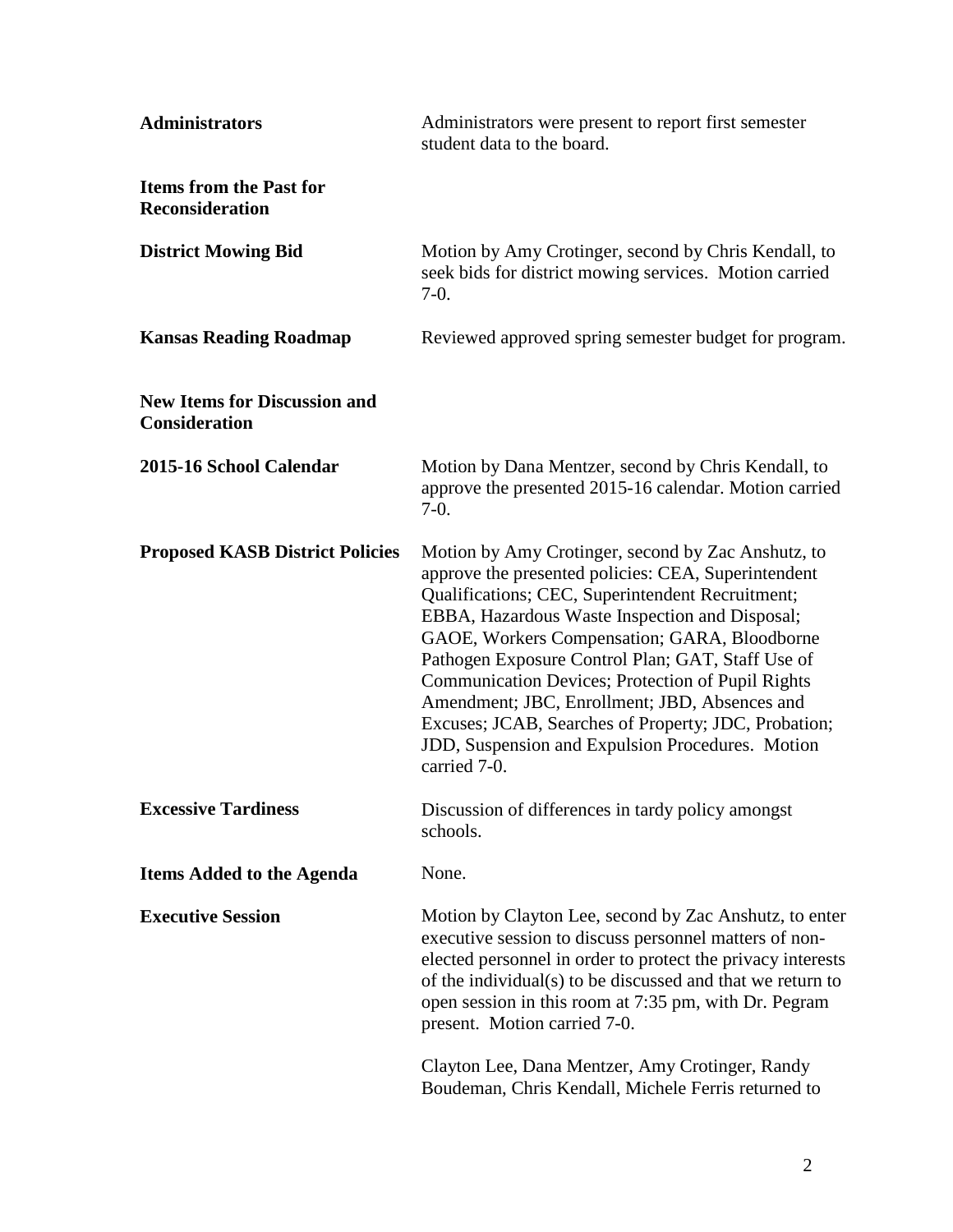| | |
|---|---|
| **Administrators** | Administrators were present to report first semester student data to the board. |
| **Items from the Past for Reconsideration** | |
| **District Mowing Bid** | Motion by Amy Crotinger, second by Chris Kendall, to seek bids for district mowing services. Motion carried 7-0. |
| **Kansas Reading Roadmap** | Reviewed approved spring semester budget for program. |
| **New Items for Discussion and Consideration** | |
| **2015-16 School Calendar** | Motion by Dana Mentzer, second by Chris Kendall, to approve the presented 2015-16 calendar. Motion carried 7-0. |
| **Proposed KASB District Policies** | Motion by Amy Crotinger, second by Zac Anshutz, to approve the presented policies: CEA, Superintendent Qualifications; CEC, Superintendent Recruitment; EBBA, Hazardous Waste Inspection and Disposal; GAOE, Workers Compensation; GARA, Bloodborne Pathogen Exposure Control Plan; GAT, Staff Use of Communication Devices; Protection of Pupil Rights Amendment; JBC, Enrollment; JBD, Absences and Excuses; JCAB, Searches of Property; JDC, Probation; JDD, Suspension and Expulsion Procedures. Motion carried 7-0. |
| **Excessive Tardiness** | Discussion of differences in tardy policy amongst schools. |
| **Items Added to the Agenda** | None. |
| **Executive Session** | Motion by Clayton Lee, second by Zac Anshutz, to enter executive session to discuss personnel matters of non-elected personnel in order to protect the privacy interests of the individual(s) to be discussed and that we return to open session in this room at 7:35 pm, with Dr. Pegram present. Motion carried 7-0.<br><br>Clayton Lee, Dana Mentzer, Amy Crotinger, Randy Boudeman, Chris Kendall, Michele Ferris returned to |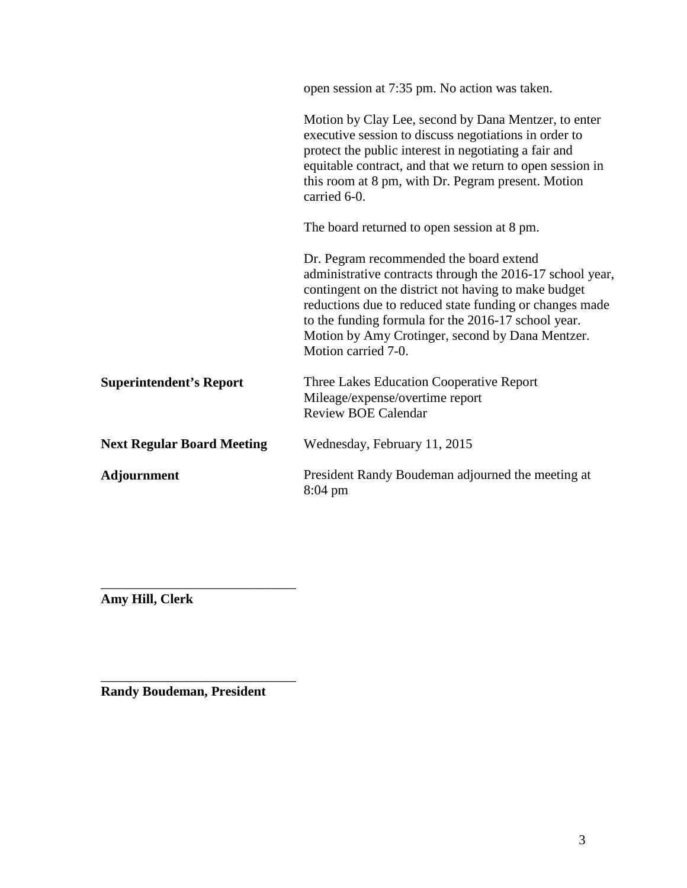open session at 7:35 pm. No action was taken.

Motion by Clay Lee, second by Dana Mentzer, to enter executive session to discuss negotiations in order to protect the public interest in negotiating a fair and equitable contract, and that we return to open session in this room at 8 pm, with Dr. Pegram present. Motion carried 6-0.

The board returned to open session at 8 pm.

Dr. Pegram recommended the board extend administrative contracts through the 2016-17 school year, contingent on the district not having to make budget reductions due to reduced state funding or changes made to the funding formula for the 2016-17 school year. Motion by Amy Crotinger, second by Dana Mentzer. Motion carried 7-0.

**Superintendent's Report**

Three Lakes Education Cooperative Report
Mileage/expense/overtime report
Review BOE Calendar

**Next Regular Board Meeting**

Wednesday, February 11, 2015

**Adjournment**

President Randy Boudeman adjourned the meeting at 8:04 pm

\_\_\_\_\_\_\_\_\_\_\_\_\_\_\_\_\_\_\_\_\_\_\_\_\_\_\_\_\_\_
**Amy Hill, Clerk**

\_\_\_\_\_\_\_\_\_\_\_\_\_\_\_\_\_\_\_\_\_\_\_\_\_\_\_\_\_\_
**Randy Boudeman, President**